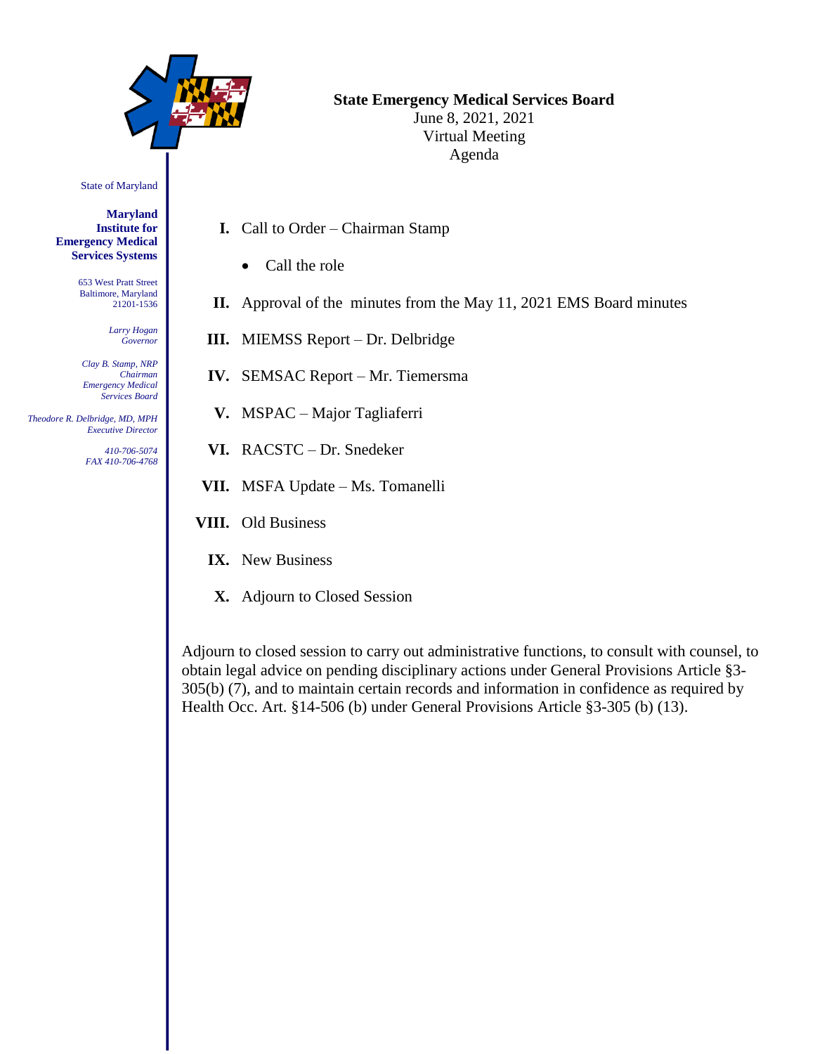State of Maryland

**Maryland Institute for Emergency Medical Services Systems**

653 West Pratt Street
Baltimore, Maryland
21201-1536

*Larry Hogan*
*Governor*

*Clay B. Stamp, NRP*
*Chairman*
*Emergency Medical Services Board*

*Theodore R. Delbridge, MD, MPH*
*Executive Director*

*410-706-5074*
*FAX 410-706-4768*

**State Emergency Medical Services Board**
June 8, 2021, 2021
Virtual Meeting
Agenda

- **I.** Call to Order – Chairman Stamp
  - Call the role
- **II.** Approval of the minutes from the May 11, 2021 EMS Board minutes
- **III.** MIEMSS Report – Dr. Delbridge
- **IV.** SEMSAC Report – Mr. Tiemersma
- **V.** MSPAC – Major Tagliaferri
- **VI.** RACSTC – Dr. Snedeker
- **VII.** MSFA Update – Ms. Tomanelli
- **VIII.** Old Business
- **IX.** New Business
- **X.** Adjourn to Closed Session

Adjourn to closed session to carry out administrative functions, to consult with counsel, to obtain legal advice on pending disciplinary actions under General Provisions Article §3-305(b) (7), and to maintain certain records and information in confidence as required by Health Occ. Art. §14-506 (b) under General Provisions Article §3-305 (b) (13).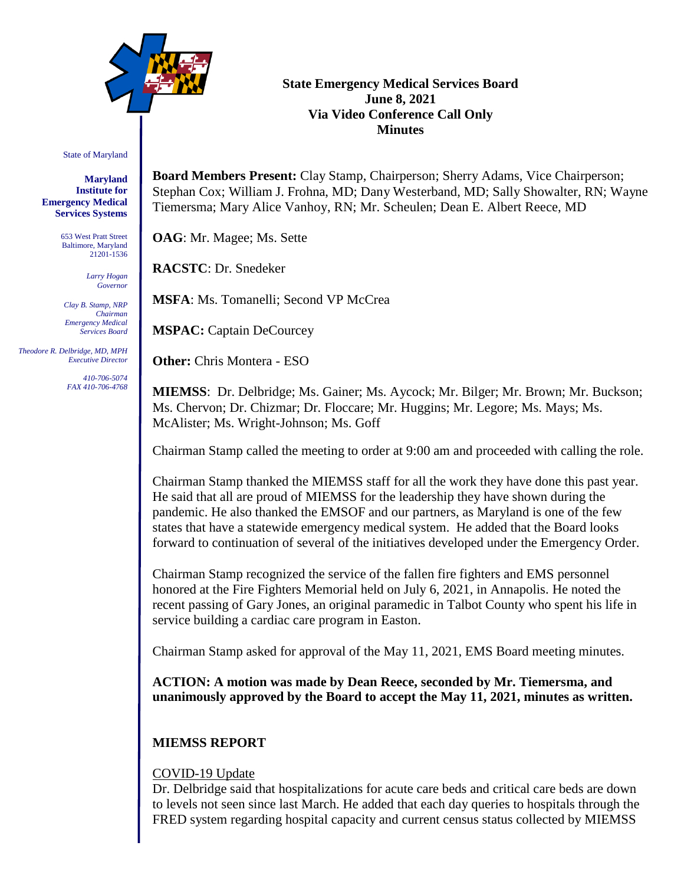# State Emergency Medical Services Board
## June 8, 2021
## Via Video Conference Call Only
## Minutes

State of Maryland

**Maryland Institute for Emergency Medical Services Systems**

653 West Pratt Street
Baltimore, Maryland
21201-1536

*Larry Hogan*
*Governor*

*Clay B. Stamp, NRP*
*Chairman*
*Emergency Medical Services Board*

*Theodore R. Delbridge, MD, MPH*
*Executive Director*

*410-706-5074*
*FAX 410-706-4768*

**Board Members Present:** Clay Stamp, Chairperson; Sherry Adams, Vice Chairperson; Stephan Cox; William J. Frohna, MD; Dany Westerband, MD; Sally Showalter, RN; Wayne Tiemersma; Mary Alice Vanhoy, RN; Mr. Scheulen; Dean E. Albert Reece, MD

**OAG**: Mr. Magee; Ms. Sette

**RACSTC**: Dr. Snedeker

**MSFA**: Ms. Tomanelli; Second VP McCrea

**MSPAC:** Captain DeCourcey

**Other:** Chris Montera - ESO

**MIEMSS**: Dr. Delbridge; Ms. Gainer; Ms. Aycock; Mr. Bilger; Mr. Brown; Mr. Buckson; Ms. Chervon; Dr. Chizmar; Dr. Floccare; Mr. Huggins; Mr. Legore; Ms. Mays; Ms. McAlister; Ms. Wright-Johnson; Ms. Goff

Chairman Stamp called the meeting to order at 9:00 am and proceeded with calling the role.

Chairman Stamp thanked the MIEMSS staff for all the work they have done this past year. He said that all are proud of MIEMSS for the leadership they have shown during the pandemic. He also thanked the EMSOF and our partners, as Maryland is one of the few states that have a statewide emergency medical system. He added that the Board looks forward to continuation of several of the initiatives developed under the Emergency Order.

Chairman Stamp recognized the service of the fallen fire fighters and EMS personnel honored at the Fire Fighters Memorial held on July 6, 2021, in Annapolis. He noted the recent passing of Gary Jones, an original paramedic in Talbot County who spent his life in service building a cardiac care program in Easton.

Chairman Stamp asked for approval of the May 11, 2021, EMS Board meeting minutes.

**ACTION: A motion was made by Dean Reece, seconded by Mr. Tiemersma, and unanimously approved by the Board to accept the May 11, 2021, minutes as written.**

## MIEMSS REPORT

COVID-19 Update

Dr. Delbridge said that hospitalizations for acute care beds and critical care beds are down to levels not seen since last March. He added that each day queries to hospitals through the FRED system regarding hospital capacity and current census status collected by MIEMSS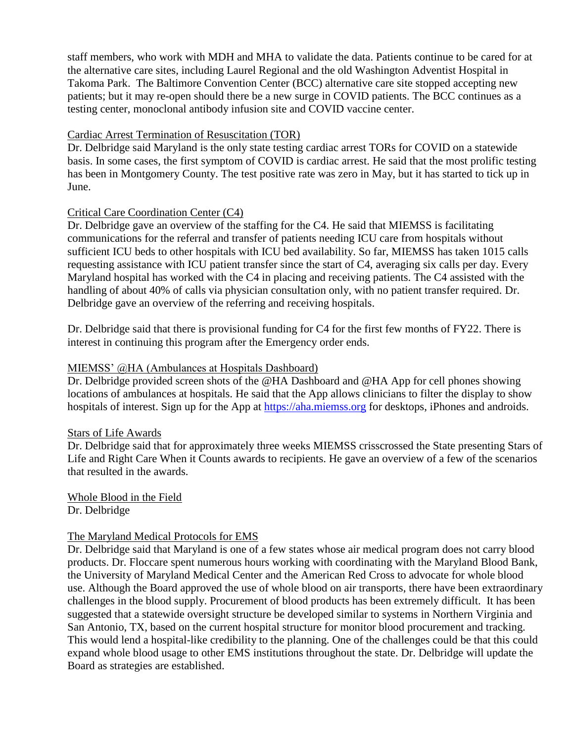staff members, who work with MDH and MHA to validate the data. Patients continue to be cared for at the alternative care sites, including Laurel Regional and the old Washington Adventist Hospital in Takoma Park. The Baltimore Convention Center (BCC) alternative care site stopped accepting new patients; but it may re-open should there be a new surge in COVID patients. The BCC continues as a testing center, monoclonal antibody infusion site and COVID vaccine center.

<u>Cardiac Arrest Termination of Resuscitation (TOR)</u>

Dr. Delbridge said Maryland is the only state testing cardiac arrest TORs for COVID on a statewide basis. In some cases, the first symptom of COVID is cardiac arrest. He said that the most prolific testing has been in Montgomery County. The test positive rate was zero in May, but it has started to tick up in June.

<u>Critical Care Coordination Center (C4)</u>

Dr. Delbridge gave an overview of the staffing for the C4. He said that MIEMSS is facilitating communications for the referral and transfer of patients needing ICU care from hospitals without sufficient ICU beds to other hospitals with ICU bed availability. So far, MIEMSS has taken 1015 calls requesting assistance with ICU patient transfer since the start of C4, averaging six calls per day. Every Maryland hospital has worked with the C4 in placing and receiving patients. The C4 assisted with the handling of about 40% of calls via physician consultation only, with no patient transfer required. Dr. Delbridge gave an overview of the referring and receiving hospitals.

Dr. Delbridge said that there is provisional funding for C4 for the first few months of FY22. There is interest in continuing this program after the Emergency order ends.

<u>MIEMSS' @HA (Ambulances at Hospitals Dashboard)</u>

Dr. Delbridge provided screen shots of the @HA Dashboard and @HA App for cell phones showing locations of ambulances at hospitals. He said that the App allows clinicians to filter the display to show hospitals of interest. Sign up for the App at [https://aha.miemss.org](https://aha.miemss.org) for desktops, iPhones and androids.

<u>Stars of Life Awards</u>

Dr. Delbridge said that for approximately three weeks MIEMSS crisscrossed the State presenting Stars of Life and Right Care When it Counts awards to recipients. He gave an overview of a few of the scenarios that resulted in the awards.

<u>Whole Blood in the Field</u>

Dr. Delbridge

<u>The Maryland Medical Protocols for EMS</u>

Dr. Delbridge said that Maryland is one of a few states whose air medical program does not carry blood products. Dr. Floccare spent numerous hours working with coordinating with the Maryland Blood Bank, the University of Maryland Medical Center and the American Red Cross to advocate for whole blood use. Although the Board approved the use of whole blood on air transports, there have been extraordinary challenges in the blood supply. Procurement of blood products has been extremely difficult. It has been suggested that a statewide oversight structure be developed similar to systems in Northern Virginia and San Antonio, TX, based on the current hospital structure for monitor blood procurement and tracking. This would lend a hospital-like credibility to the planning. One of the challenges could be that this could expand whole blood usage to other EMS institutions throughout the state. Dr. Delbridge will update the Board as strategies are established.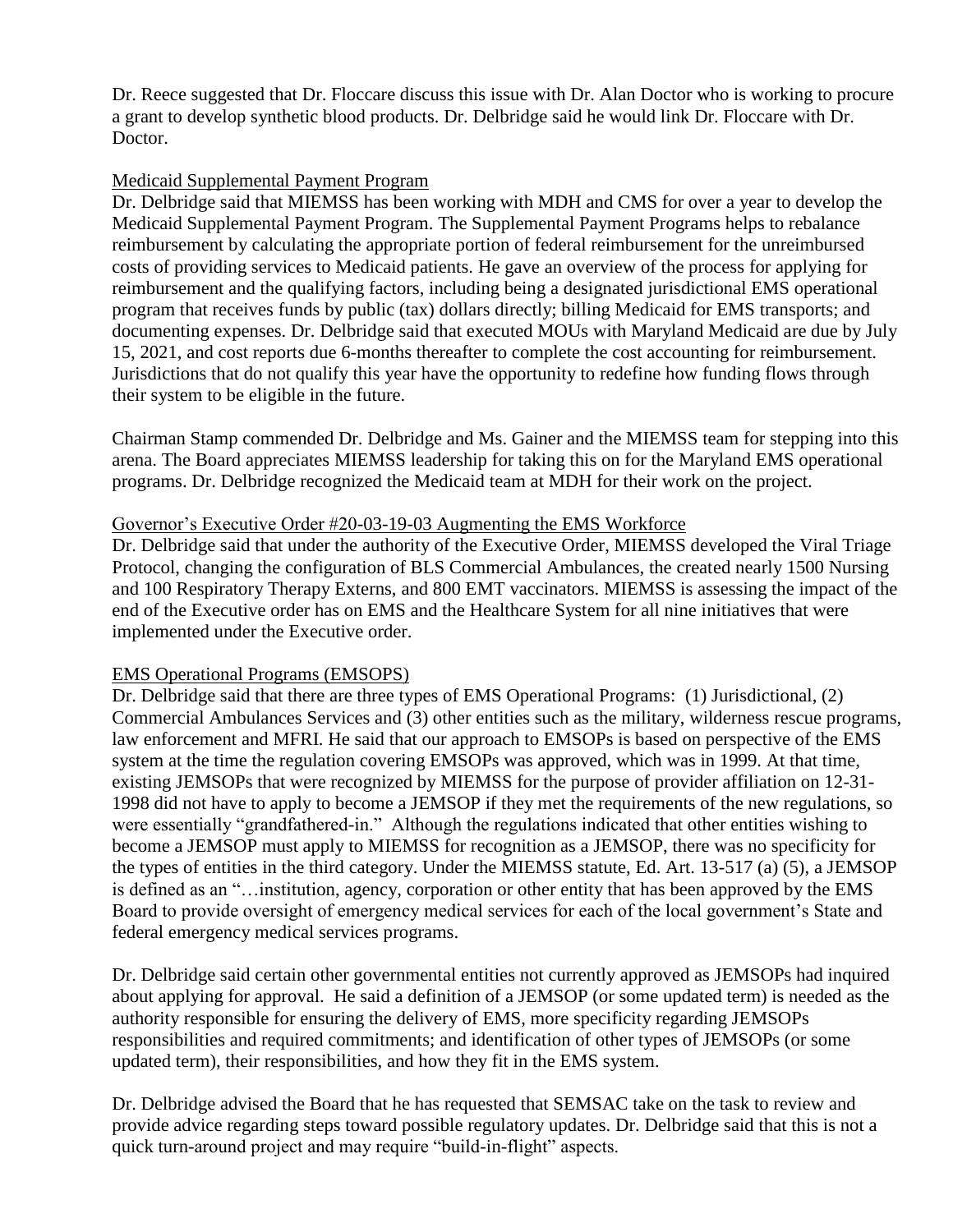Dr. Reece suggested that Dr. Floccare discuss this issue with Dr. Alan Doctor who is working to procure a grant to develop synthetic blood products. Dr. Delbridge said he would link Dr. Floccare with Dr. Doctor.

Medicaid Supplemental Payment Program

Dr. Delbridge said that MIEMSS has been working with MDH and CMS for over a year to develop the Medicaid Supplemental Payment Program. The Supplemental Payment Programs helps to rebalance reimbursement by calculating the appropriate portion of federal reimbursement for the unreimbursed costs of providing services to Medicaid patients. He gave an overview of the process for applying for reimbursement and the qualifying factors, including being a designated jurisdictional EMS operational program that receives funds by public (tax) dollars directly; billing Medicaid for EMS transports; and documenting expenses. Dr. Delbridge said that executed MOUs with Maryland Medicaid are due by July 15, 2021, and cost reports due 6-months thereafter to complete the cost accounting for reimbursement. Jurisdictions that do not qualify this year have the opportunity to redefine how funding flows through their system to be eligible in the future.

Chairman Stamp commended Dr. Delbridge and Ms. Gainer and the MIEMSS team for stepping into this arena. The Board appreciates MIEMSS leadership for taking this on for the Maryland EMS operational programs. Dr. Delbridge recognized the Medicaid team at MDH for their work on the project.

Governor's Executive Order #20-03-19-03 Augmenting the EMS Workforce

Dr. Delbridge said that under the authority of the Executive Order, MIEMSS developed the Viral Triage Protocol, changing the configuration of BLS Commercial Ambulances, the created nearly 1500 Nursing and 100 Respiratory Therapy Externs, and 800 EMT vaccinators. MIEMSS is assessing the impact of the end of the Executive order has on EMS and the Healthcare System for all nine initiatives that were implemented under the Executive order.

EMS Operational Programs (EMSOPS)

Dr. Delbridge said that there are three types of EMS Operational Programs: (1) Jurisdictional, (2) Commercial Ambulances Services and (3) other entities such as the military, wilderness rescue programs, law enforcement and MFRI. He said that our approach to EMSOPs is based on perspective of the EMS system at the time the regulation covering EMSOPs was approved, which was in 1999. At that time, existing JEMSOPs that were recognized by MIEMSS for the purpose of provider affiliation on 12-31-1998 did not have to apply to become a JEMSOP if they met the requirements of the new regulations, so were essentially "grandfathered-in." Although the regulations indicated that other entities wishing to become a JEMSOP must apply to MIEMSS for recognition as a JEMSOP, there was no specificity for the types of entities in the third category. Under the MIEMSS statute, Ed. Art. 13-517 (a) (5), a JEMSOP is defined as an "…institution, agency, corporation or other entity that has been approved by the EMS Board to provide oversight of emergency medical services for each of the local government's State and federal emergency medical services programs.

Dr. Delbridge said certain other governmental entities not currently approved as JEMSOPs had inquired about applying for approval. He said a definition of a JEMSOP (or some updated term) is needed as the authority responsible for ensuring the delivery of EMS, more specificity regarding JEMSOPs responsibilities and required commitments; and identification of other types of JEMSOPs (or some updated term), their responsibilities, and how they fit in the EMS system.

Dr. Delbridge advised the Board that he has requested that SEMSAC take on the task to review and provide advice regarding steps toward possible regulatory updates. Dr. Delbridge said that this is not a quick turn-around project and may require "build-in-flight" aspects.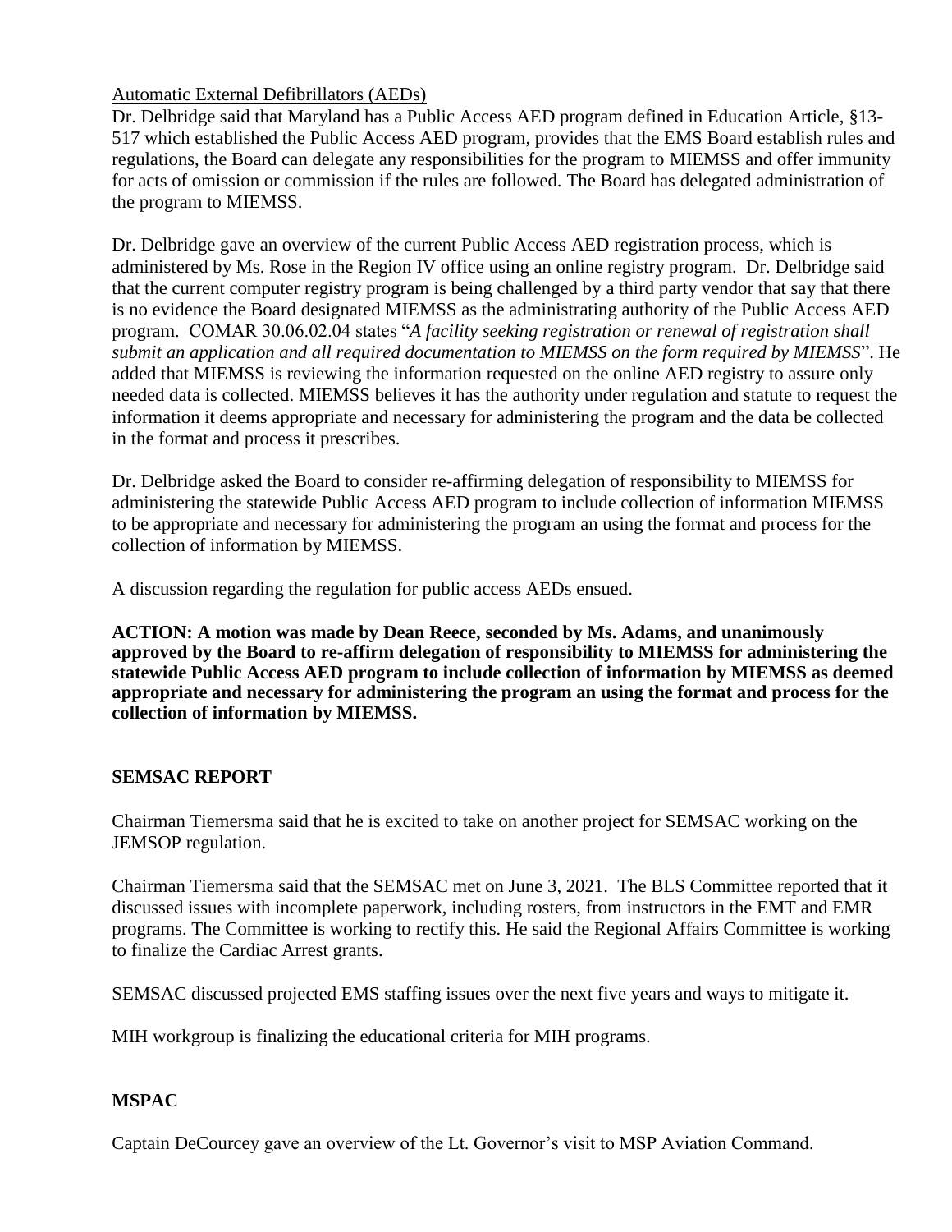Automatic External Defibrillators (AEDs)

Dr. Delbridge said that Maryland has a Public Access AED program defined in Education Article, §13-517 which established the Public Access AED program, provides that the EMS Board establish rules and regulations, the Board can delegate any responsibilities for the program to MIEMSS and offer immunity for acts of omission or commission if the rules are followed. The Board has delegated administration of the program to MIEMSS.

Dr. Delbridge gave an overview of the current Public Access AED registration process, which is administered by Ms. Rose in the Region IV office using an online registry program. Dr. Delbridge said that the current computer registry program is being challenged by a third party vendor that say that there is no evidence the Board designated MIEMSS as the administrating authority of the Public Access AED program. COMAR 30.06.02.04 states "*A facility seeking registration or renewal of registration shall submit an application and all required documentation to MIEMSS on the form required by MIEMSS*". He added that MIEMSS is reviewing the information requested on the online AED registry to assure only needed data is collected. MIEMSS believes it has the authority under regulation and statute to request the information it deems appropriate and necessary for administering the program and the data be collected in the format and process it prescribes.

Dr. Delbridge asked the Board to consider re-affirming delegation of responsibility to MIEMSS for administering the statewide Public Access AED program to include collection of information MIEMSS to be appropriate and necessary for administering the program an using the format and process for the collection of information by MIEMSS.

A discussion regarding the regulation for public access AEDs ensued.

**ACTION: A motion was made by Dean Reece, seconded by Ms. Adams, and unanimously approved by the Board to re-affirm delegation of responsibility to MIEMSS for administering the statewide Public Access AED program to include collection of information by MIEMSS as deemed appropriate and necessary for administering the program an using the format and process for the collection of information by MIEMSS.**

## SEMSAC REPORT

Chairman Tiemersma said that he is excited to take on another project for SEMSAC working on the JEMSOP regulation.

Chairman Tiemersma said that the SEMSAC met on June 3, 2021. The BLS Committee reported that it discussed issues with incomplete paperwork, including rosters, from instructors in the EMT and EMR programs. The Committee is working to rectify this. He said the Regional Affairs Committee is working to finalize the Cardiac Arrest grants.

SEMSAC discussed projected EMS staffing issues over the next five years and ways to mitigate it.

MIH workgroup is finalizing the educational criteria for MIH programs.

## MSPAC

Captain DeCourcey gave an overview of the Lt. Governor's visit to MSP Aviation Command.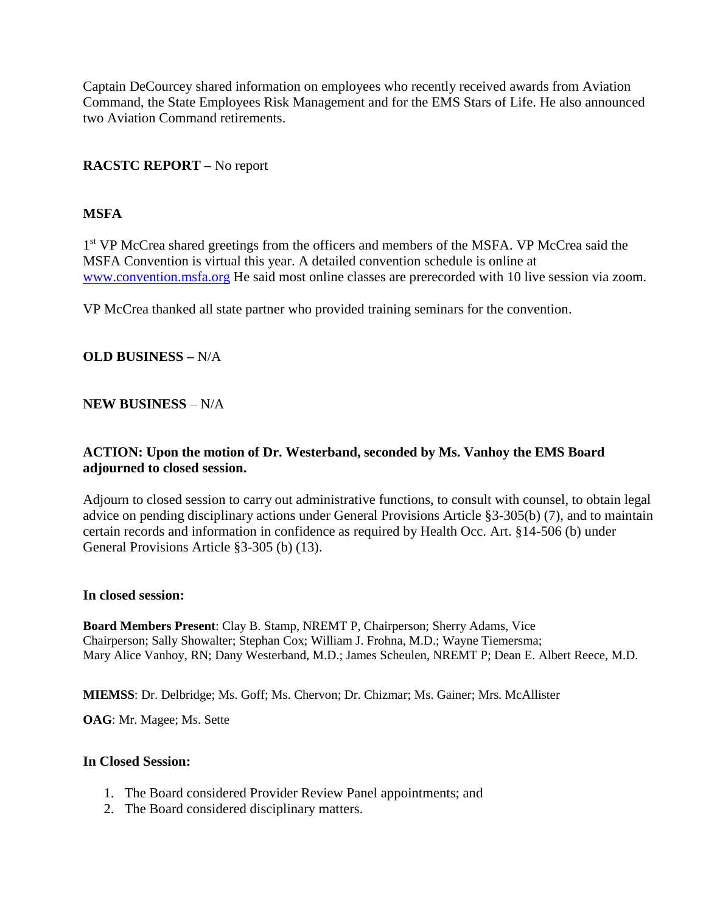Captain DeCourcey shared information on employees who recently received awards from Aviation Command, the State Employees Risk Management and for the EMS Stars of Life. He also announced two Aviation Command retirements.

**RACSTC REPORT –** No report

**MSFA**

1st VP McCrea shared greetings from the officers and members of the MSFA. VP McCrea said the MSFA Convention is virtual this year. A detailed convention schedule is online at [www.convention.msfa.org](www.convention.msfa.org) He said most online classes are prerecorded with 10 live session via zoom.

VP McCrea thanked all state partner who provided training seminars for the convention.

**OLD BUSINESS –** N/A

**NEW BUSINESS** – N/A

**ACTION: Upon the motion of Dr. Westerband, seconded by Ms. Vanhoy the EMS Board adjourned to closed session.**

Adjourn to closed session to carry out administrative functions, to consult with counsel, to obtain legal advice on pending disciplinary actions under General Provisions Article §3-305(b) (7), and to maintain certain records and information in confidence as required by Health Occ. Art. §14-506 (b) under General Provisions Article §3-305 (b) (13).

**In closed session:**

**Board Members Present**: Clay B. Stamp, NREMT P, Chairperson; Sherry Adams, Vice Chairperson; Sally Showalter; Stephan Cox; William J. Frohna, M.D.; Wayne Tiemersma; Mary Alice Vanhoy, RN; Dany Westerband, M.D.; James Scheulen, NREMT P; Dean E. Albert Reece, M.D.

**MIEMSS**: Dr. Delbridge; Ms. Goff; Ms. Chervon; Dr. Chizmar; Ms. Gainer; Mrs. McAllister

**OAG**: Mr. Magee; Ms. Sette

**In Closed Session:**

1. The Board considered Provider Review Panel appointments; and
2. The Board considered disciplinary matters.